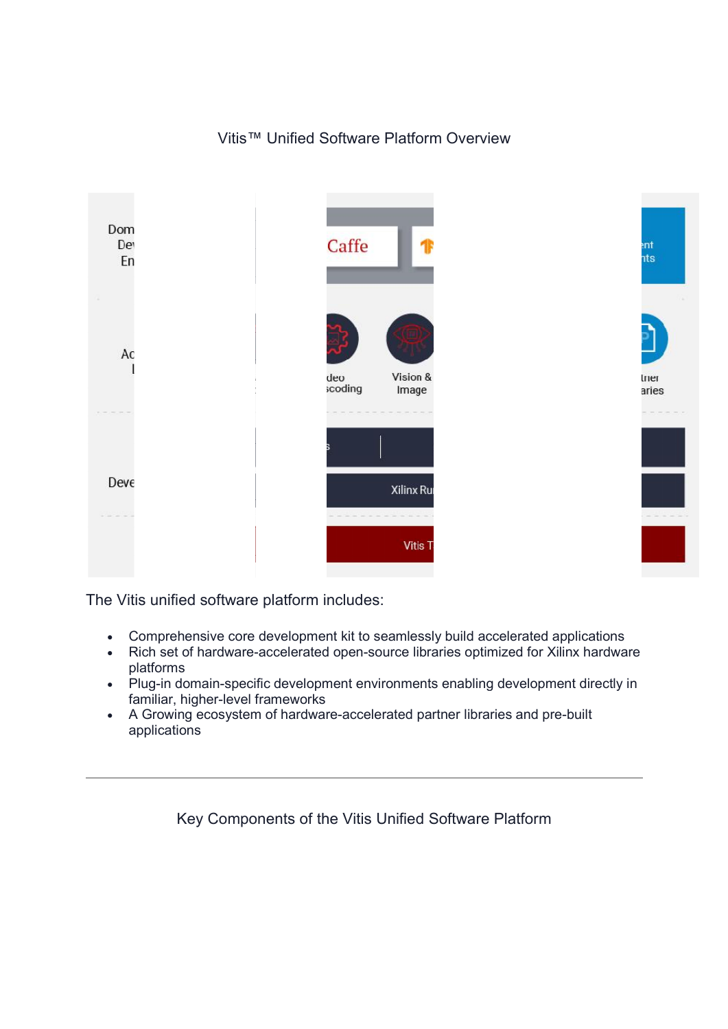Vitis™ Unified Software Platform Overview

The Vitis unified software platform includes:

- Comprehensive core development kit to seamlessly build accelerated applications
- Rich set of hardware-accelerated open-source libraries optimized for Xilinx hardware platforms
- Plug-in domain-specific development environments enabling development directly in familiar, higher-level frameworks
- A Growing ecosystem of hardware-accelerated partner libraries and pre-built applications

---

Key Components of the Vitis Unified Software Platform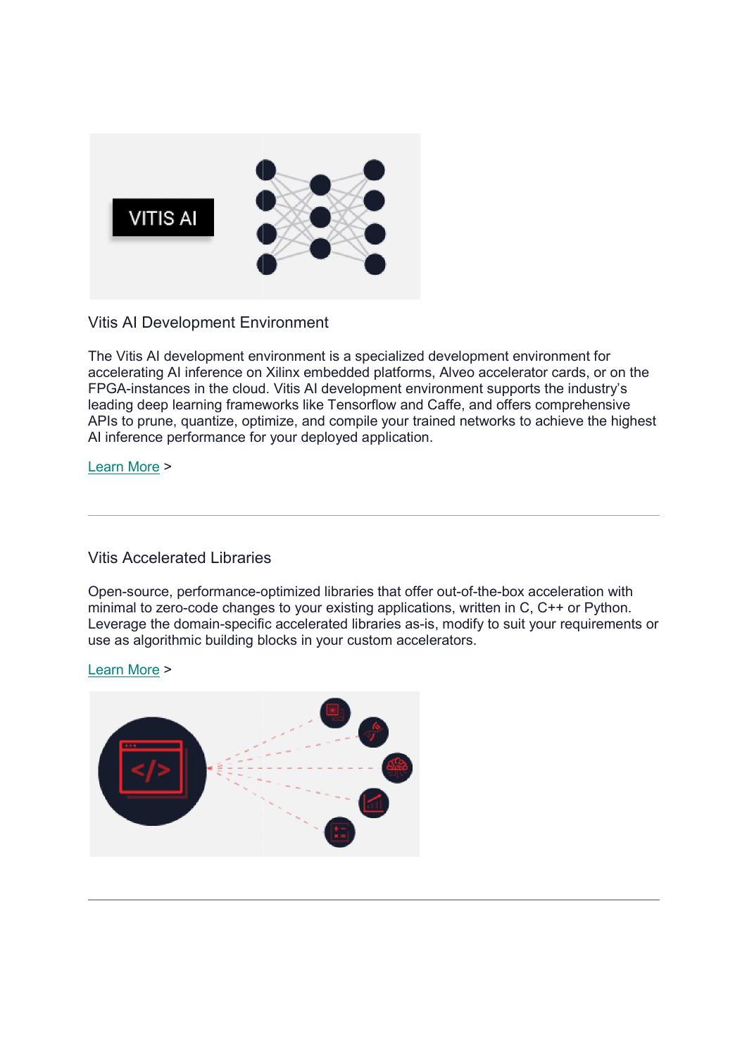## Vitis AI Development Environment

The Vitis AI development environment is a specialized development environment for accelerating AI inference on Xilinx embedded platforms, Alveo accelerator cards, or on the FPGA-instances in the cloud. Vitis AI development environment supports the industry's leading deep learning frameworks like Tensorflow and Caffe, and offers comprehensive APIs to prune, quantize, optimize, and compile your trained networks to achieve the highest AI inference performance for your deployed application.

Learn More >

---

## Vitis Accelerated Libraries

Open-source, performance-optimized libraries that offer out-of-the-box acceleration with minimal to zero-code changes to your existing applications, written in C, C++ or Python. Leverage the domain-specific accelerated libraries as-is, modify to suit your requirements or use as algorithmic building blocks in your custom accelerators.

Learn More >

---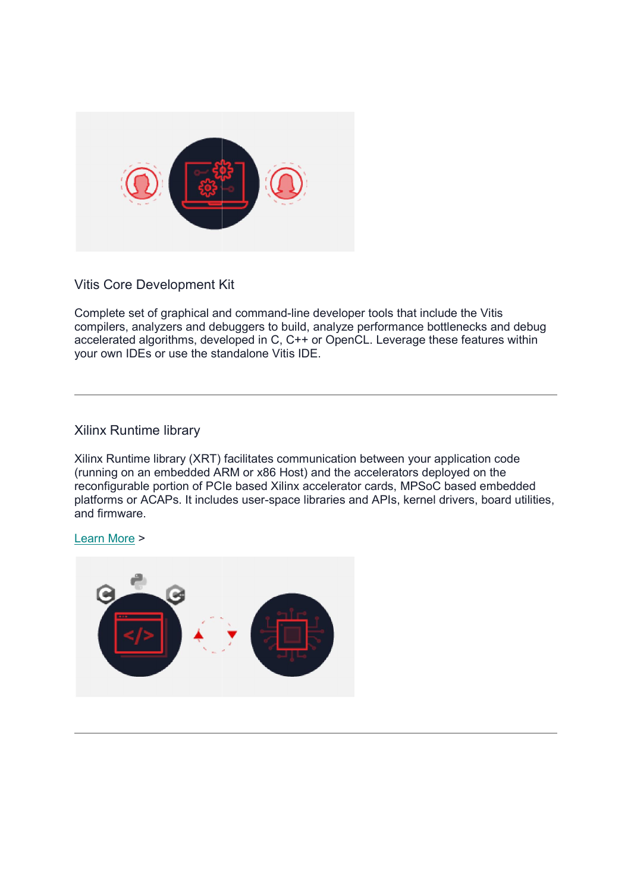## Vitis Core Development Kit

Complete set of graphical and command-line developer tools that include the Vitis compilers, analyzers and debuggers to build, analyze performance bottlenecks and debug accelerated algorithms, developed in C, C++ or OpenCL. Leverage these features within your own IDEs or use the standalone Vitis IDE.

---

## Xilinx Runtime library

Xilinx Runtime library (XRT) facilitates communication between your application code (running on an embedded ARM or x86 Host) and the accelerators deployed on the reconfigurable portion of PCIe based Xilinx accelerator cards, MPSoC based embedded platforms or ACAPs. It includes user-space libraries and APIs, kernel drivers, board utilities, and firmware.

Learn More >

---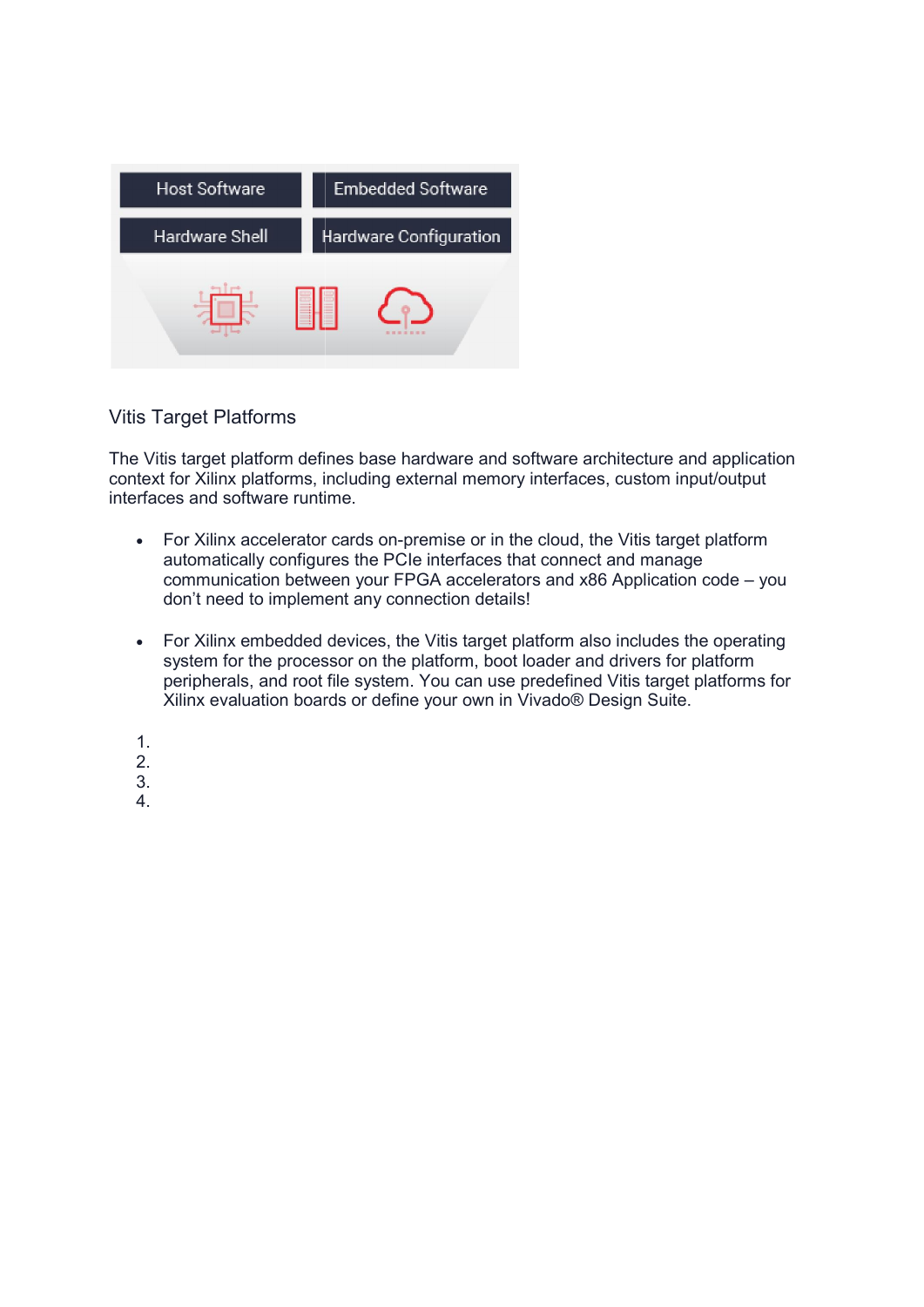Host Software | Embedded Software
Hardware Shell | Hardware Configuration

Vitis Target Platforms

The Vitis target platform defines base hardware and software architecture and application context for Xilinx platforms, including external memory interfaces, custom input/output interfaces and software runtime.

- For Xilinx accelerator cards on-premise or in the cloud, the Vitis target platform automatically configures the PCIe interfaces that connect and manage communication between your FPGA accelerators and x86 Application code – you don't need to implement any connection details!

- For Xilinx embedded devices, the Vitis target platform also includes the operating system for the processor on the platform, boot loader and drivers for platform peripherals, and root file system. You can use predefined Vitis target platforms for Xilinx evaluation boards or define your own in Vivado® Design Suite.

1.
2.
3.
4.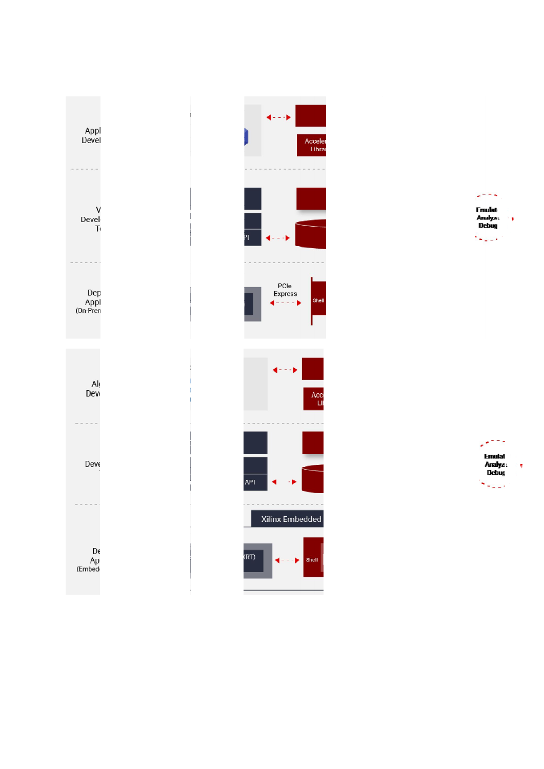Appl
Devel

Acceler
Librar

V
Devel
T

PI

Emulat
Analyz
Debug

Dep
Appl
(On-Prem

PCIe
Express

Shell

Al
Dev

Acc
Li

Deve

API

Emulat
Analyz
Debug

Xilinx Embedded

De
Ap
(Embed

(RT)

Shell